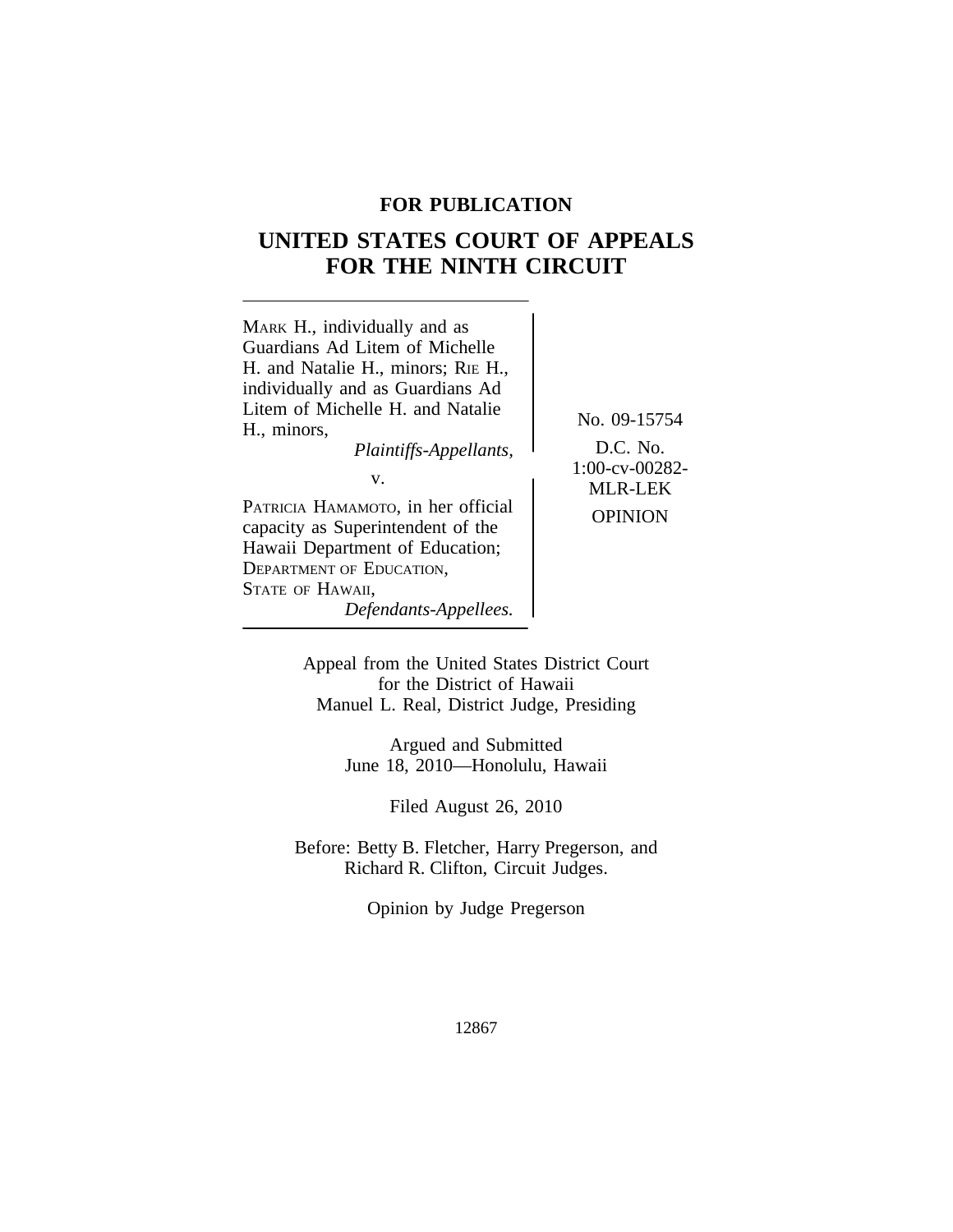**FOR PUBLICATION**

# UNITED STATES COURT OF APPEALS FOR THE NINTH CIRCUIT

MARK H., individually and as Guardians Ad Litem of Michelle H. and Natalie H., minors; RIE H., individually and as Guardians Ad Litem of Michelle H. and Natalie H., minors,

*Plaintiffs-Appellants,*

v.

PATRICIA HAMAMOTO, in her official capacity as Superintendent of the Hawaii Department of Education; DEPARTMENT OF EDUCATION, STATE OF HAWAII,

*Defendants-Appellees.*

No. 09-15754

D.C. No. 1:00-cv-00282-MLR-LEK

OPINION

Appeal from the United States District Court for the District of Hawaii
Manuel L. Real, District Judge, Presiding

Argued and Submitted
June 18, 2010—Honolulu, Hawaii

Filed August 26, 2010

Before: Betty B. Fletcher, Harry Pregerson, and Richard R. Clifton, Circuit Judges.

Opinion by Judge Pregerson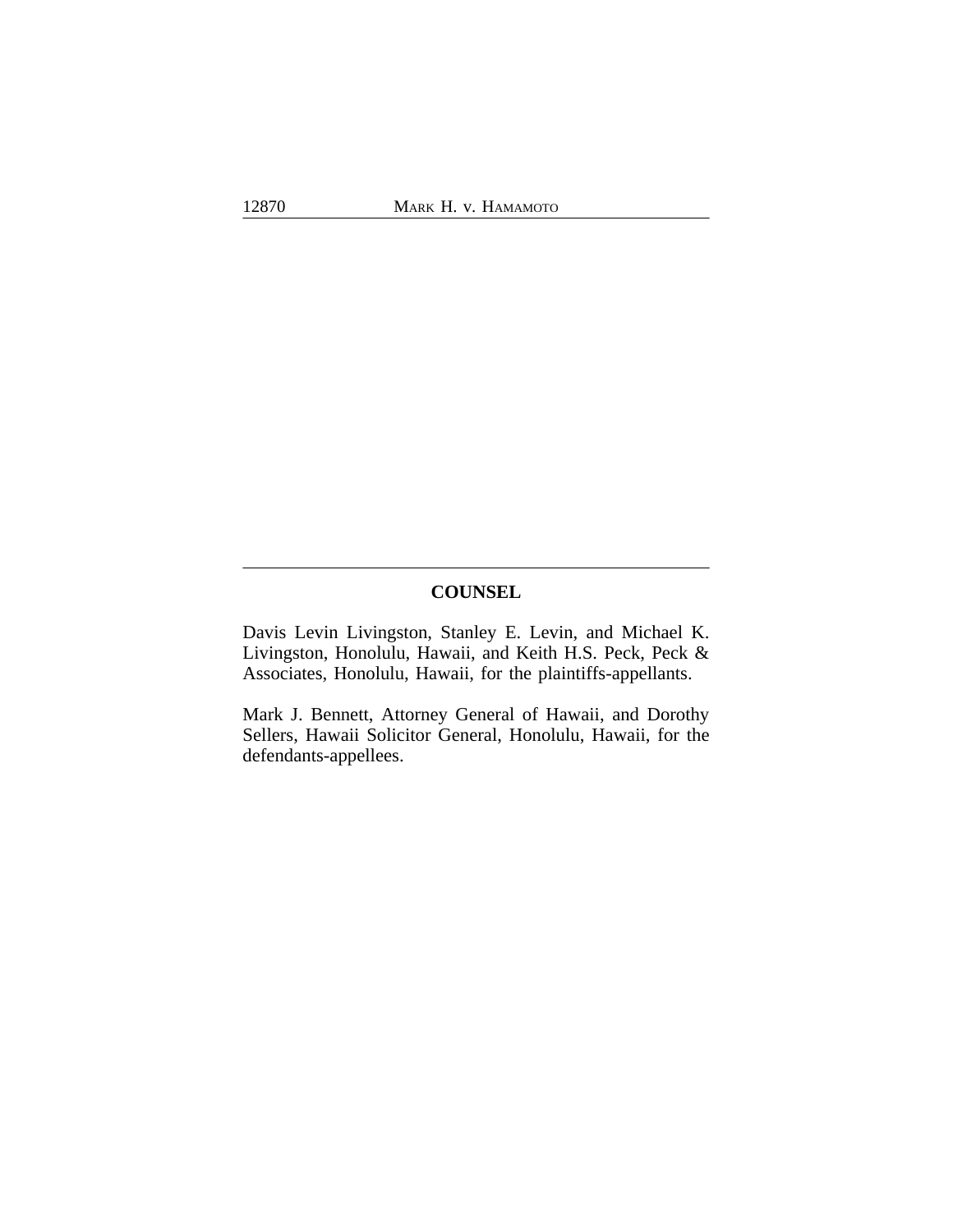## COUNSEL

Davis Levin Livingston, Stanley E. Levin, and Michael K. Livingston, Honolulu, Hawaii, and Keith H.S. Peck, Peck & Associates, Honolulu, Hawaii, for the plaintiffs-appellants.

Mark J. Bennett, Attorney General of Hawaii, and Dorothy Sellers, Hawaii Solicitor General, Honolulu, Hawaii, for the defendants-appellees.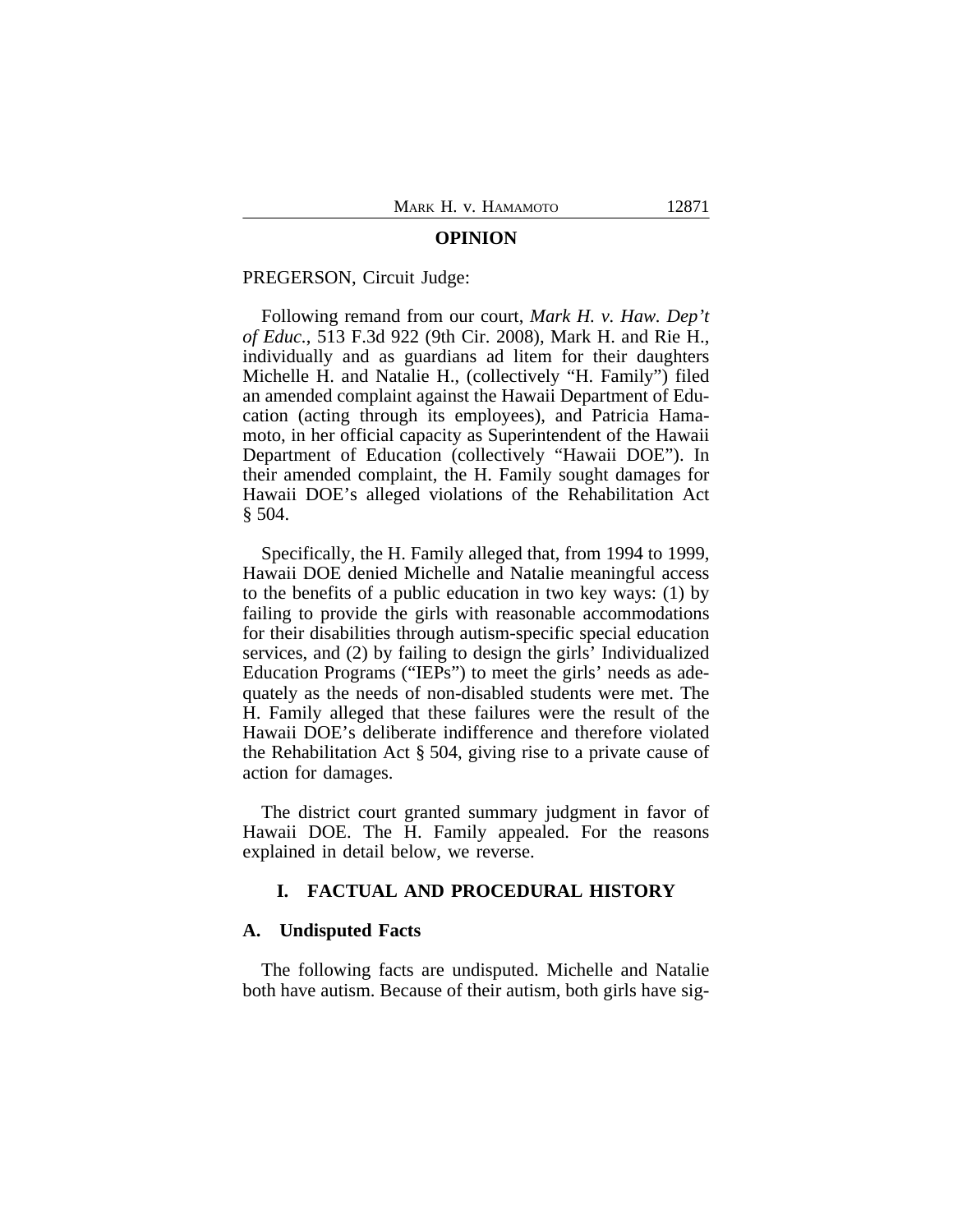## OPINION

PREGERSON, Circuit Judge:

Following remand from our court, *Mark H. v. Haw. Dep't of Educ.*, 513 F.3d 922 (9th Cir. 2008), Mark H. and Rie H., individually and as guardians ad litem for their daughters Michelle H. and Natalie H., (collectively "H. Family") filed an amended complaint against the Hawaii Department of Education (acting through its employees), and Patricia Hamamoto, in her official capacity as Superintendent of the Hawaii Department of Education (collectively "Hawaii DOE"). In their amended complaint, the H. Family sought damages for Hawaii DOE's alleged violations of the Rehabilitation Act § 504.

Specifically, the H. Family alleged that, from 1994 to 1999, Hawaii DOE denied Michelle and Natalie meaningful access to the benefits of a public education in two key ways: (1) by failing to provide the girls with reasonable accommodations for their disabilities through autism-specific special education services, and (2) by failing to design the girls' Individualized Education Programs ("IEPs") to meet the girls' needs as adequately as the needs of non-disabled students were met. The H. Family alleged that these failures were the result of the Hawaii DOE's deliberate indifference and therefore violated the Rehabilitation Act § 504, giving rise to a private cause of action for damages.

The district court granted summary judgment in favor of Hawaii DOE. The H. Family appealed. For the reasons explained in detail below, we reverse.

### I. FACTUAL AND PROCEDURAL HISTORY

### A. Undisputed Facts

The following facts are undisputed. Michelle and Natalie both have autism. Because of their autism, both girls have sig-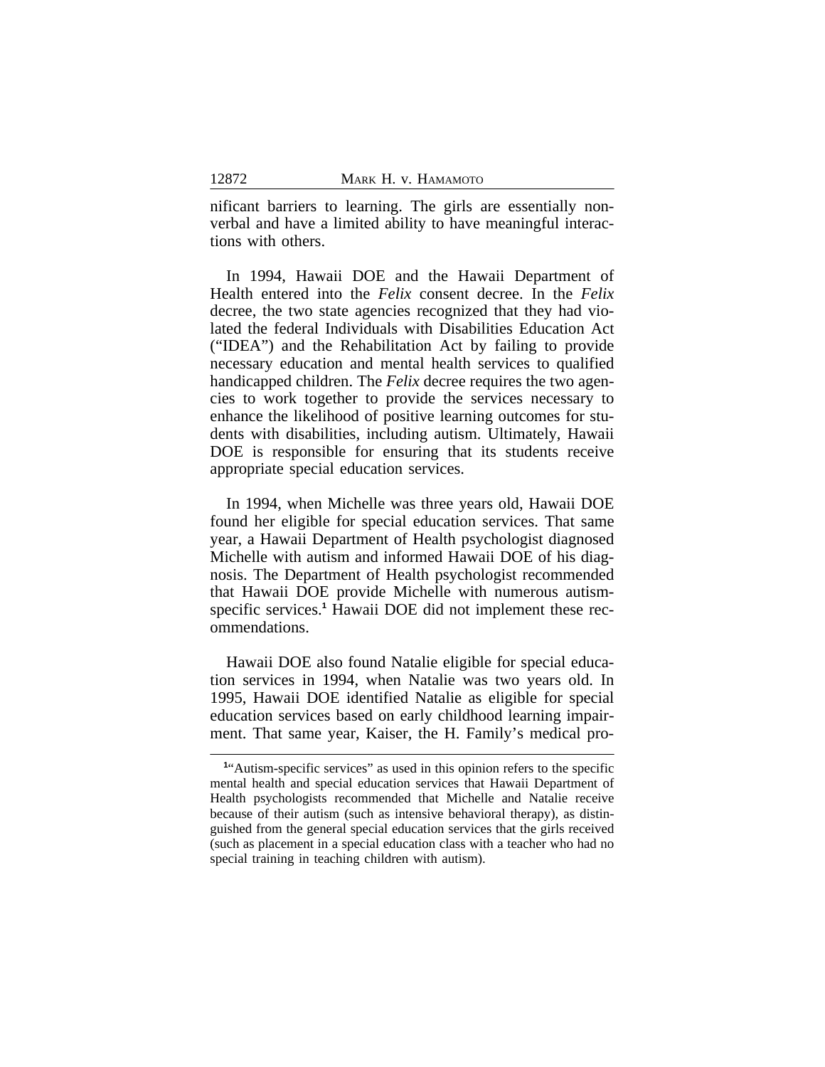nificant barriers to learning. The girls are essentially nonverbal and have a limited ability to have meaningful interactions with others.

In 1994, Hawaii DOE and the Hawaii Department of Health entered into the *Felix* consent decree. In the *Felix* decree, the two state agencies recognized that they had violated the federal Individuals with Disabilities Education Act ("IDEA") and the Rehabilitation Act by failing to provide necessary education and mental health services to qualified handicapped children. The *Felix* decree requires the two agencies to work together to provide the services necessary to enhance the likelihood of positive learning outcomes for students with disabilities, including autism. Ultimately, Hawaii DOE is responsible for ensuring that its students receive appropriate special education services.

In 1994, when Michelle was three years old, Hawaii DOE found her eligible for special education services. That same year, a Hawaii Department of Health psychologist diagnosed Michelle with autism and informed Hawaii DOE of his diagnosis. The Department of Health psychologist recommended that Hawaii DOE provide Michelle with numerous autism-specific services.[1] Hawaii DOE did not implement these recommendations.

Hawaii DOE also found Natalie eligible for special education services in 1994, when Natalie was two years old. In 1995, Hawaii DOE identified Natalie as eligible for special education services based on early childhood learning impairment. That same year, Kaiser, the H. Family's medical pro-

[1]"Autism-specific services" as used in this opinion refers to the specific mental health and special education services that Hawaii Department of Health psychologists recommended that Michelle and Natalie receive because of their autism (such as intensive behavioral therapy), as distinguished from the general special education services that the girls received (such as placement in a special education class with a teacher who had no special training in teaching children with autism).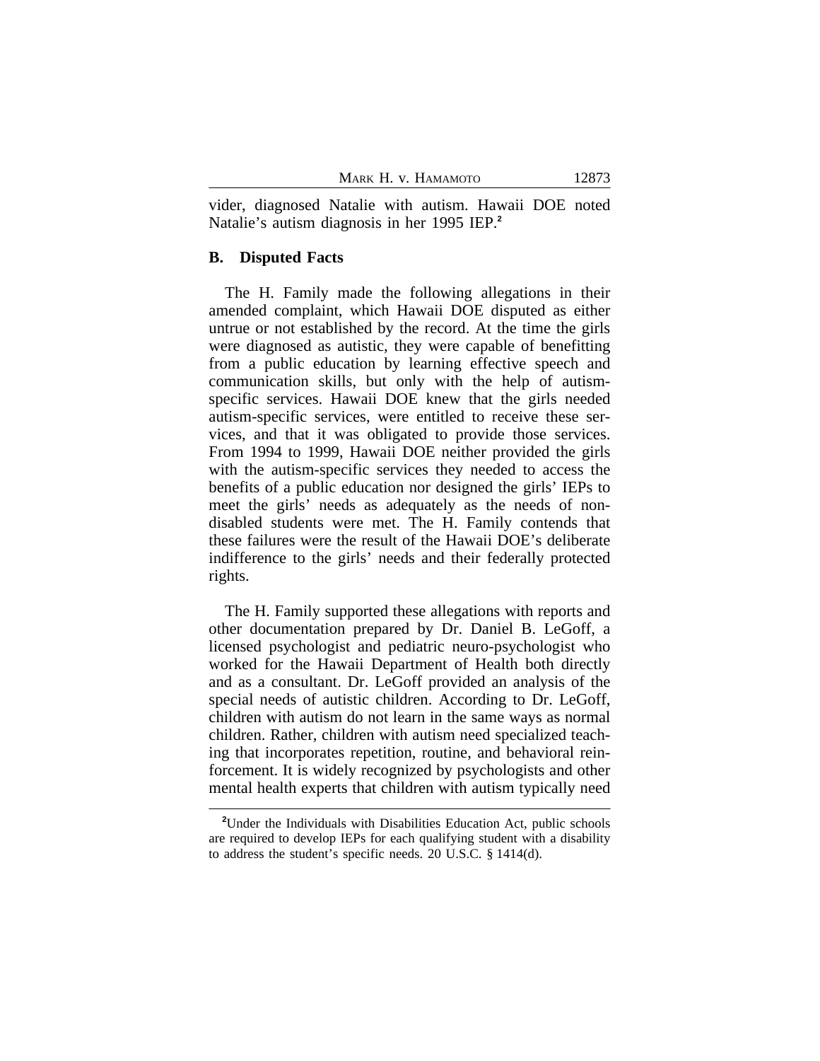vider, diagnosed Natalie with autism. Hawaii DOE noted Natalie's autism diagnosis in her 1995 IEP.[2]

### B. Disputed Facts

The H. Family made the following allegations in their amended complaint, which Hawaii DOE disputed as either untrue or not established by the record. At the time the girls were diagnosed as autistic, they were capable of benefitting from a public education by learning effective speech and communication skills, but only with the help of autism-specific services. Hawaii DOE knew that the girls needed autism-specific services, were entitled to receive these services, and that it was obligated to provide those services. From 1994 to 1999, Hawaii DOE neither provided the girls with the autism-specific services they needed to access the benefits of a public education nor designed the girls' IEPs to meet the girls' needs as adequately as the needs of non-disabled students were met. The H. Family contends that these failures were the result of the Hawaii DOE's deliberate indifference to the girls' needs and their federally protected rights.

The H. Family supported these allegations with reports and other documentation prepared by Dr. Daniel B. LeGoff, a licensed psychologist and pediatric neuro-psychologist who worked for the Hawaii Department of Health both directly and as a consultant. Dr. LeGoff provided an analysis of the special needs of autistic children. According to Dr. LeGoff, children with autism do not learn in the same ways as normal children. Rather, children with autism need specialized teaching that incorporates repetition, routine, and behavioral reinforcement. It is widely recognized by psychologists and other mental health experts that children with autism typically need

[2] Under the Individuals with Disabilities Education Act, public schools are required to develop IEPs for each qualifying student with a disability to address the student's specific needs. 20 U.S.C. § 1414(d).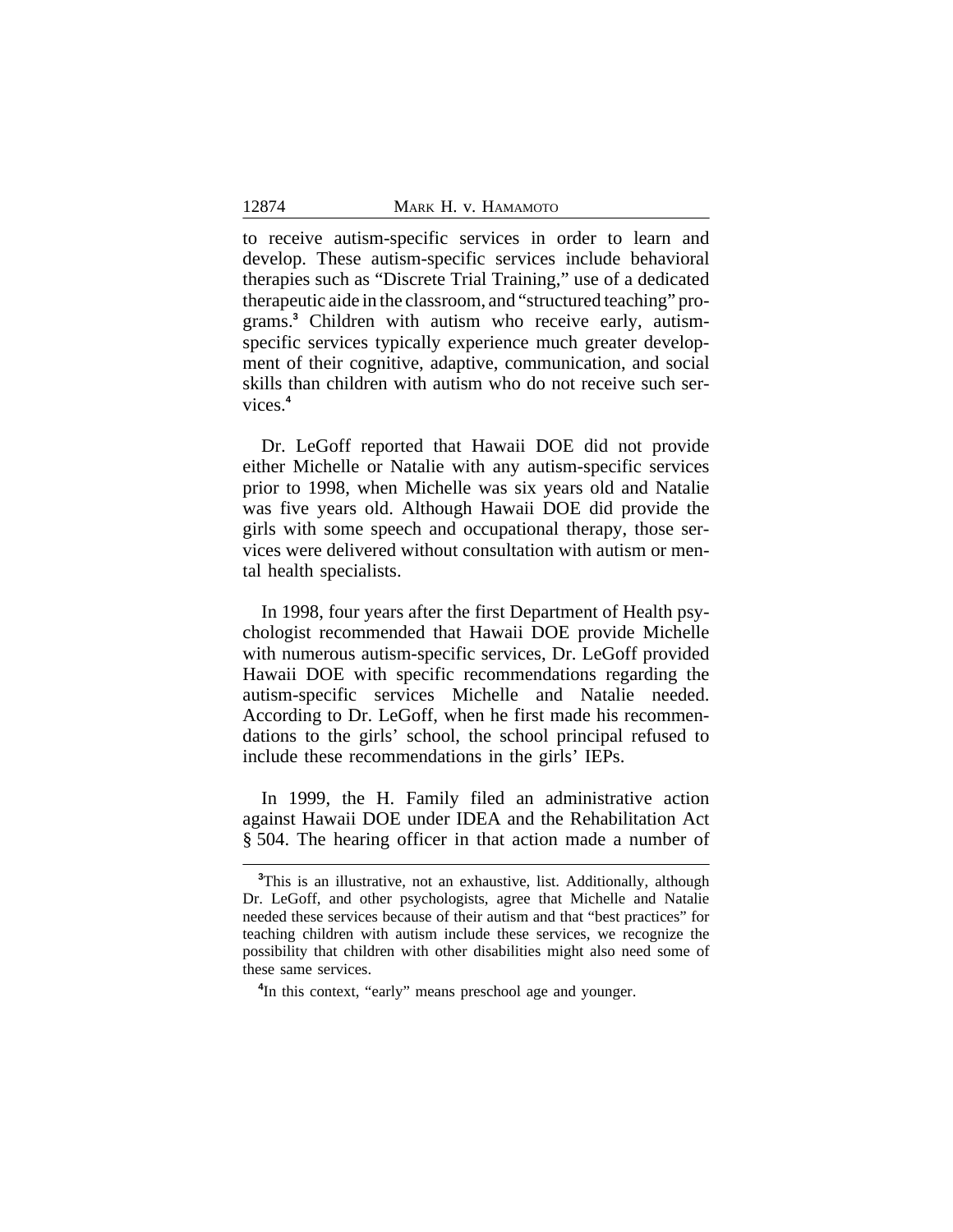to receive autism-specific services in order to learn and develop. These autism-specific services include behavioral therapies such as "Discrete Trial Training," use of a dedicated therapeutic aide in the classroom, and "structured teaching" programs.[3] Children with autism who receive early, autism-specific services typically experience much greater development of their cognitive, adaptive, communication, and social skills than children with autism who do not receive such services.[4]

Dr. LeGoff reported that Hawaii DOE did not provide either Michelle or Natalie with any autism-specific services prior to 1998, when Michelle was six years old and Natalie was five years old. Although Hawaii DOE did provide the girls with some speech and occupational therapy, those services were delivered without consultation with autism or mental health specialists.

In 1998, four years after the first Department of Health psychologist recommended that Hawaii DOE provide Michelle with numerous autism-specific services, Dr. LeGoff provided Hawaii DOE with specific recommendations regarding the autism-specific services Michelle and Natalie needed. According to Dr. LeGoff, when he first made his recommendations to the girls' school, the school principal refused to include these recommendations in the girls' IEPs.

In 1999, the H. Family filed an administrative action against Hawaii DOE under IDEA and the Rehabilitation Act § 504. The hearing officer in that action made a number of

---

[3] This is an illustrative, not an exhaustive, list. Additionally, although Dr. LeGoff, and other psychologists, agree that Michelle and Natalie needed these services because of their autism and that "best practices" for teaching children with autism include these services, we recognize the possibility that children with other disabilities might also need some of these same services.

[4] In this context, "early" means preschool age and younger.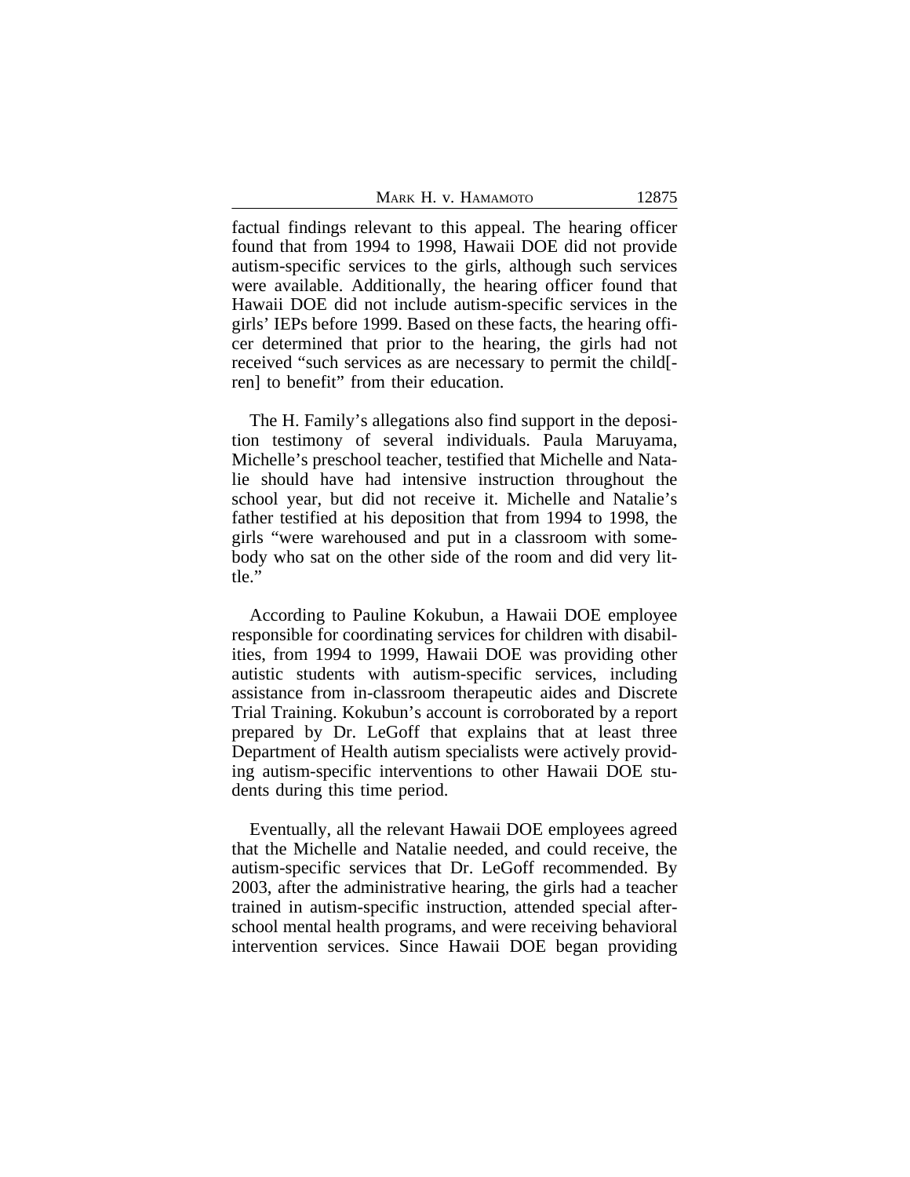factual findings relevant to this appeal. The hearing officer found that from 1994 to 1998, Hawaii DOE did not provide autism-specific services to the girls, although such services were available. Additionally, the hearing officer found that Hawaii DOE did not include autism-specific services in the girls' IEPs before 1999. Based on these facts, the hearing officer determined that prior to the hearing, the girls had not received "such services as are necessary to permit the child[-ren] to benefit" from their education.

The H. Family's allegations also find support in the deposition testimony of several individuals. Paula Maruyama, Michelle's preschool teacher, testified that Michelle and Natalie should have had intensive instruction throughout the school year, but did not receive it. Michelle and Natalie's father testified at his deposition that from 1994 to 1998, the girls "were warehoused and put in a classroom with somebody who sat on the other side of the room and did very little."

According to Pauline Kokubun, a Hawaii DOE employee responsible for coordinating services for children with disabilities, from 1994 to 1999, Hawaii DOE was providing other autistic students with autism-specific services, including assistance from in-classroom therapeutic aides and Discrete Trial Training. Kokubun's account is corroborated by a report prepared by Dr. LeGoff that explains that at least three Department of Health autism specialists were actively providing autism-specific interventions to other Hawaii DOE students during this time period.

Eventually, all the relevant Hawaii DOE employees agreed that the Michelle and Natalie needed, and could receive, the autism-specific services that Dr. LeGoff recommended. By 2003, after the administrative hearing, the girls had a teacher trained in autism-specific instruction, attended special after-school mental health programs, and were receiving behavioral intervention services. Since Hawaii DOE began providing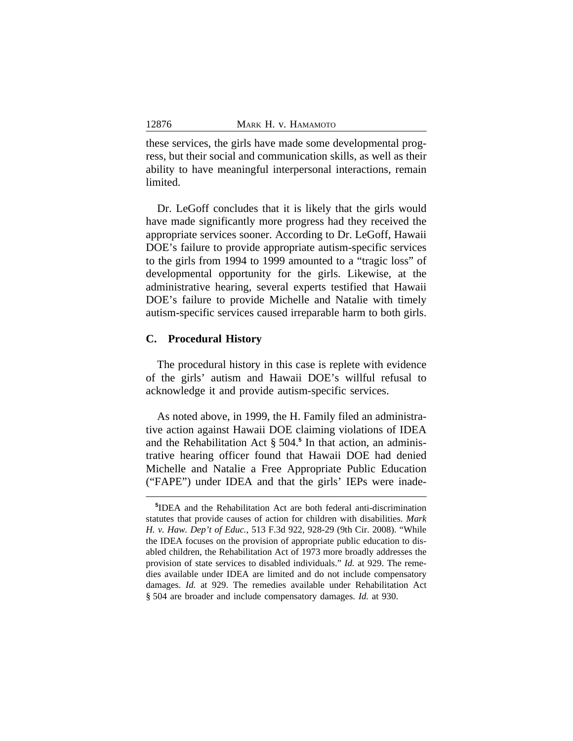these services, the girls have made some developmental progress, but their social and communication skills, as well as their ability to have meaningful interpersonal interactions, remain limited.

Dr. LeGoff concludes that it is likely that the girls would have made significantly more progress had they received the appropriate services sooner. According to Dr. LeGoff, Hawaii DOE's failure to provide appropriate autism-specific services to the girls from 1994 to 1999 amounted to a "tragic loss" of developmental opportunity for the girls. Likewise, at the administrative hearing, several experts testified that Hawaii DOE's failure to provide Michelle and Natalie with timely autism-specific services caused irreparable harm to both girls.

### C. Procedural History

The procedural history in this case is replete with evidence of the girls' autism and Hawaii DOE's willful refusal to acknowledge it and provide autism-specific services.

As noted above, in 1999, the H. Family filed an administrative action against Hawaii DOE claiming violations of IDEA and the Rehabilitation Act § 504.[5] In that action, an administrative hearing officer found that Hawaii DOE had denied Michelle and Natalie a Free Appropriate Public Education ("FAPE") under IDEA and that the girls' IEPs were inade-

[5]IDEA and the Rehabilitation Act are both federal anti-discrimination statutes that provide causes of action for children with disabilities. *Mark H. v. Haw. Dep't of Educ.*, 513 F.3d 922, 928-29 (9th Cir. 2008). "While the IDEA focuses on the provision of appropriate public education to disabled children, the Rehabilitation Act of 1973 more broadly addresses the provision of state services to disabled individuals." *Id.* at 929. The remedies available under IDEA are limited and do not include compensatory damages. *Id.* at 929. The remedies available under Rehabilitation Act § 504 are broader and include compensatory damages. *Id.* at 930.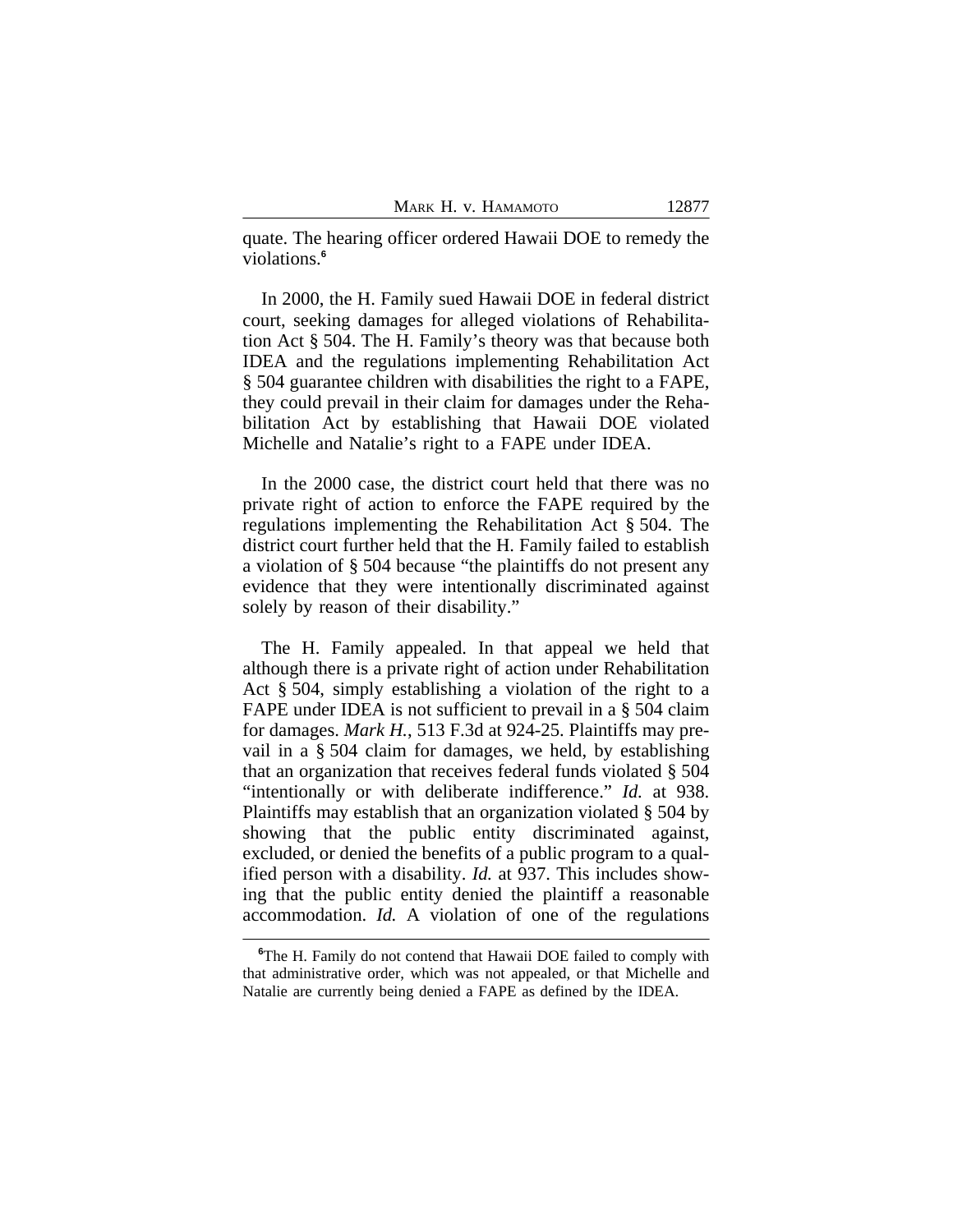quate. The hearing officer ordered Hawaii DOE to remedy the violations.[6]

In 2000, the H. Family sued Hawaii DOE in federal district court, seeking damages for alleged violations of Rehabilitation Act § 504. The H. Family's theory was that because both IDEA and the regulations implementing Rehabilitation Act § 504 guarantee children with disabilities the right to a FAPE, they could prevail in their claim for damages under the Rehabilitation Act by establishing that Hawaii DOE violated Michelle and Natalie's right to a FAPE under IDEA.

In the 2000 case, the district court held that there was no private right of action to enforce the FAPE required by the regulations implementing the Rehabilitation Act § 504. The district court further held that the H. Family failed to establish a violation of § 504 because "the plaintiffs do not present any evidence that they were intentionally discriminated against solely by reason of their disability."

The H. Family appealed. In that appeal we held that although there is a private right of action under Rehabilitation Act § 504, simply establishing a violation of the right to a FAPE under IDEA is not sufficient to prevail in a § 504 claim for damages. *Mark H.*, 513 F.3d at 924-25. Plaintiffs may prevail in a § 504 claim for damages, we held, by establishing that an organization that receives federal funds violated § 504 "intentionally or with deliberate indifference." *Id.* at 938. Plaintiffs may establish that an organization violated § 504 by showing that the public entity discriminated against, excluded, or denied the benefits of a public program to a qualified person with a disability. *Id.* at 937. This includes showing that the public entity denied the plaintiff a reasonable accommodation. *Id.* A violation of one of the regulations

[6]The H. Family do not contend that Hawaii DOE failed to comply with that administrative order, which was not appealed, or that Michelle and Natalie are currently being denied a FAPE as defined by the IDEA.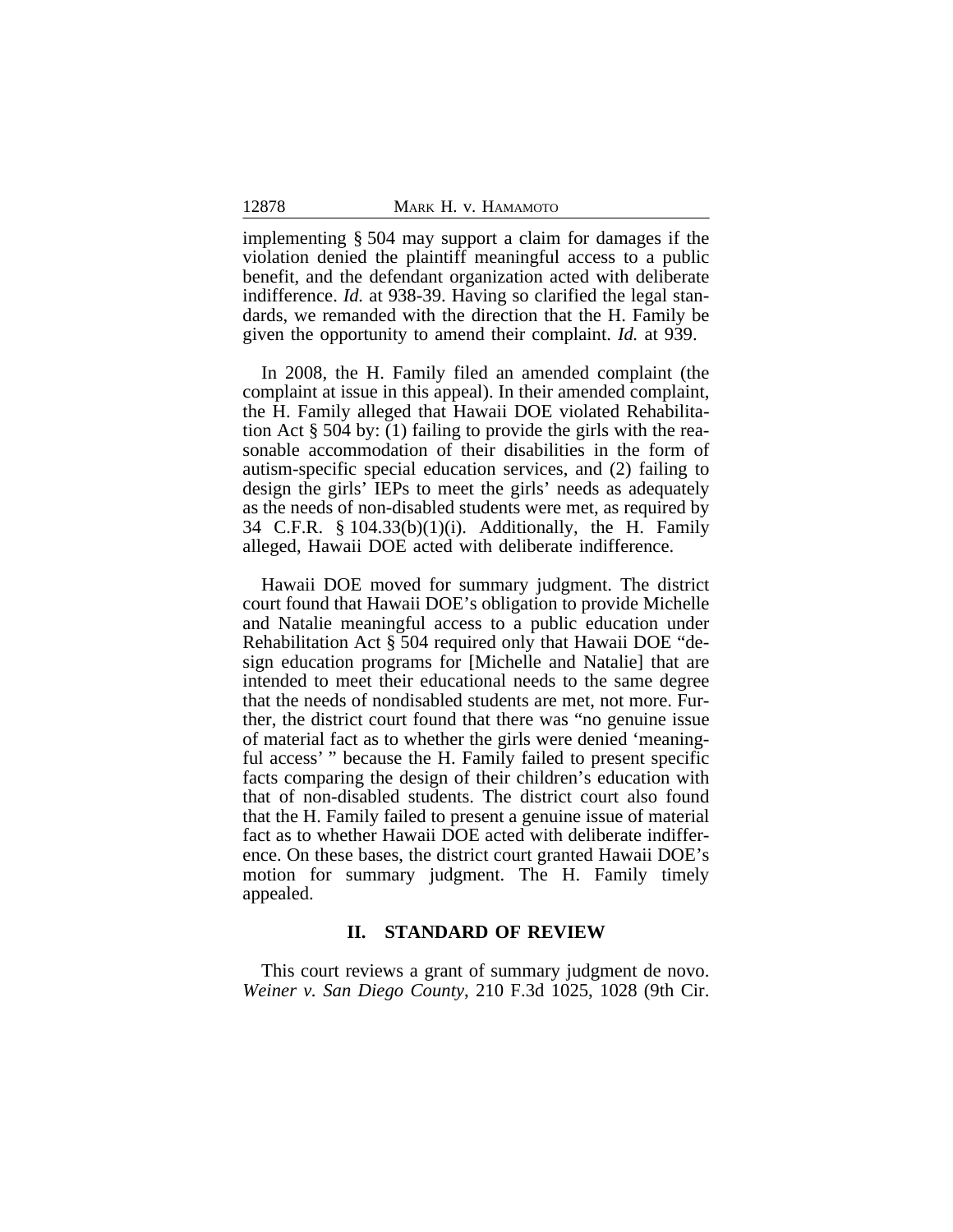implementing § 504 may support a claim for damages if the violation denied the plaintiff meaningful access to a public benefit, and the defendant organization acted with deliberate indifference. *Id.* at 938-39. Having so clarified the legal standards, we remanded with the direction that the H. Family be given the opportunity to amend their complaint. *Id.* at 939.

In 2008, the H. Family filed an amended complaint (the complaint at issue in this appeal). In their amended complaint, the H. Family alleged that Hawaii DOE violated Rehabilitation Act § 504 by: (1) failing to provide the girls with the reasonable accommodation of their disabilities in the form of autism-specific special education services, and (2) failing to design the girls' IEPs to meet the girls' needs as adequately as the needs of non-disabled students were met, as required by 34 C.F.R. § 104.33(b)(1)(i). Additionally, the H. Family alleged, Hawaii DOE acted with deliberate indifference.

Hawaii DOE moved for summary judgment. The district court found that Hawaii DOE's obligation to provide Michelle and Natalie meaningful access to a public education under Rehabilitation Act § 504 required only that Hawaii DOE "design education programs for [Michelle and Natalie] that are intended to meet their educational needs to the same degree that the needs of nondisabled students are met, not more. Further, the district court found that there was "no genuine issue of material fact as to whether the girls were denied 'meaningful access' " because the H. Family failed to present specific facts comparing the design of their children's education with that of non-disabled students. The district court also found that the H. Family failed to present a genuine issue of material fact as to whether Hawaii DOE acted with deliberate indifference. On these bases, the district court granted Hawaii DOE's motion for summary judgment. The H. Family timely appealed.

## II. STANDARD OF REVIEW

This court reviews a grant of summary judgment de novo. *Weiner v. San Diego County*, 210 F.3d 1025, 1028 (9th Cir.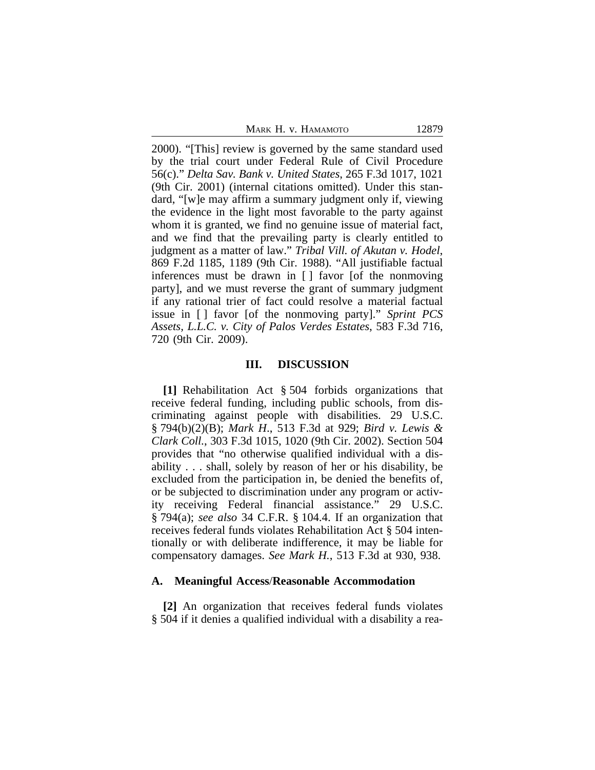2000). "[This] review is governed by the same standard used by the trial court under Federal Rule of Civil Procedure 56(c)." *Delta Sav. Bank v. United States*, 265 F.3d 1017, 1021 (9th Cir. 2001) (internal citations omitted). Under this standard, "[w]e may affirm a summary judgment only if, viewing the evidence in the light most favorable to the party against whom it is granted, we find no genuine issue of material fact, and we find that the prevailing party is clearly entitled to judgment as a matter of law." *Tribal Vill. of Akutan v. Hodel*, 869 F.2d 1185, 1189 (9th Cir. 1988). "All justifiable factual inferences must be drawn in [ ] favor [of the nonmoving party], and we must reverse the grant of summary judgment if any rational trier of fact could resolve a material factual issue in [ ] favor [of the nonmoving party]." *Sprint PCS Assets, L.L.C. v. City of Palos Verdes Estates*, 583 F.3d 716, 720 (9th Cir. 2009).

## III. DISCUSSION

**[1]** Rehabilitation Act § 504 forbids organizations that receive federal funding, including public schools, from discriminating against people with disabilities. 29 U.S.C. § 794(b)(2)(B); *Mark H.*, 513 F.3d at 929; *Bird v. Lewis & Clark Coll.*, 303 F.3d 1015, 1020 (9th Cir. 2002). Section 504 provides that "no otherwise qualified individual with a disability . . . shall, solely by reason of her or his disability, be excluded from the participation in, be denied the benefits of, or be subjected to discrimination under any program or activity receiving Federal financial assistance." 29 U.S.C. § 794(a); *see also* 34 C.F.R. § 104.4. If an organization that receives federal funds violates Rehabilitation Act § 504 intentionally or with deliberate indifference, it may be liable for compensatory damages. *See Mark H.*, 513 F.3d at 930, 938.

### A. Meaningful Access/Reasonable Accommodation

**[2]** An organization that receives federal funds violates § 504 if it denies a qualified individual with a disability a rea-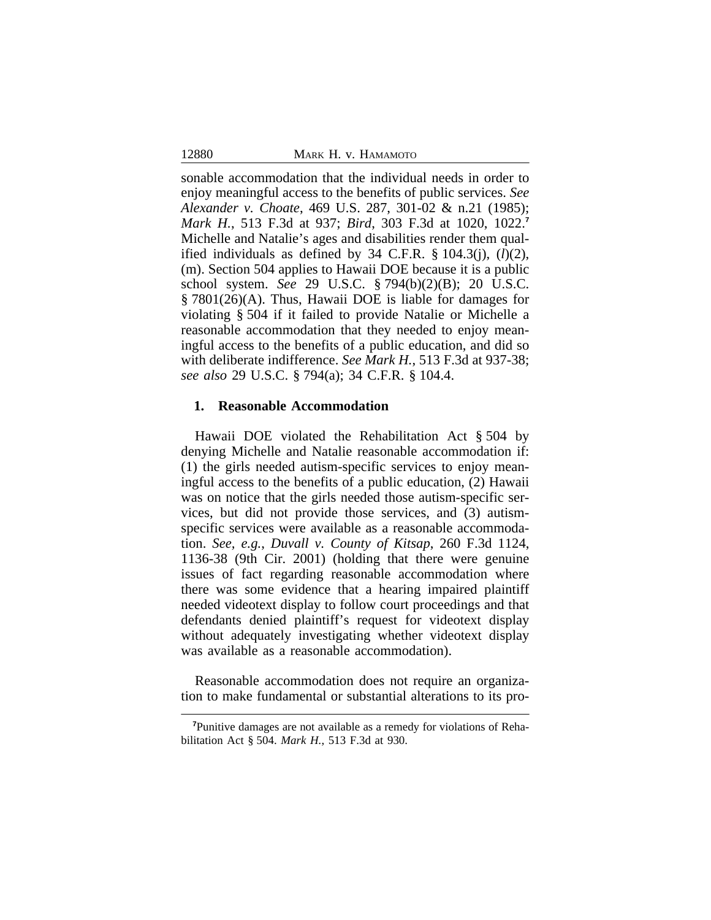sonable accommodation that the individual needs in order to enjoy meaningful access to the benefits of public services. *See Alexander v. Choate*, 469 U.S. 287, 301-02 & n.21 (1985); *Mark H.*, 513 F.3d at 937; *Bird*, 303 F.3d at 1020, 1022.[7] Michelle and Natalie's ages and disabilities render them qualified individuals as defined by 34 C.F.R. § 104.3(j), (*l*)(2), (m). Section 504 applies to Hawaii DOE because it is a public school system. *See* 29 U.S.C. § 794(b)(2)(B); 20 U.S.C. § 7801(26)(A). Thus, Hawaii DOE is liable for damages for violating § 504 if it failed to provide Natalie or Michelle a reasonable accommodation that they needed to enjoy meaningful access to the benefits of a public education, and did so with deliberate indifference. *See Mark H.*, 513 F.3d at 937-38; *see also* 29 U.S.C. § 794(a); 34 C.F.R. § 104.4.

### 1. Reasonable Accommodation

Hawaii DOE violated the Rehabilitation Act § 504 by denying Michelle and Natalie reasonable accommodation if: (1) the girls needed autism-specific services to enjoy meaningful access to the benefits of a public education, (2) Hawaii was on notice that the girls needed those autism-specific services, but did not provide those services, and (3) autism-specific services were available as a reasonable accommodation. *See, e.g.*, *Duvall v. County of Kitsap*, 260 F.3d 1124, 1136-38 (9th Cir. 2001) (holding that there were genuine issues of fact regarding reasonable accommodation where there was some evidence that a hearing impaired plaintiff needed videotext display to follow court proceedings and that defendants denied plaintiff's request for videotext display without adequately investigating whether videotext display was available as a reasonable accommodation).

Reasonable accommodation does not require an organization to make fundamental or substantial alterations to its pro-

[7] Punitive damages are not available as a remedy for violations of Rehabilitation Act § 504. *Mark H.*, 513 F.3d at 930.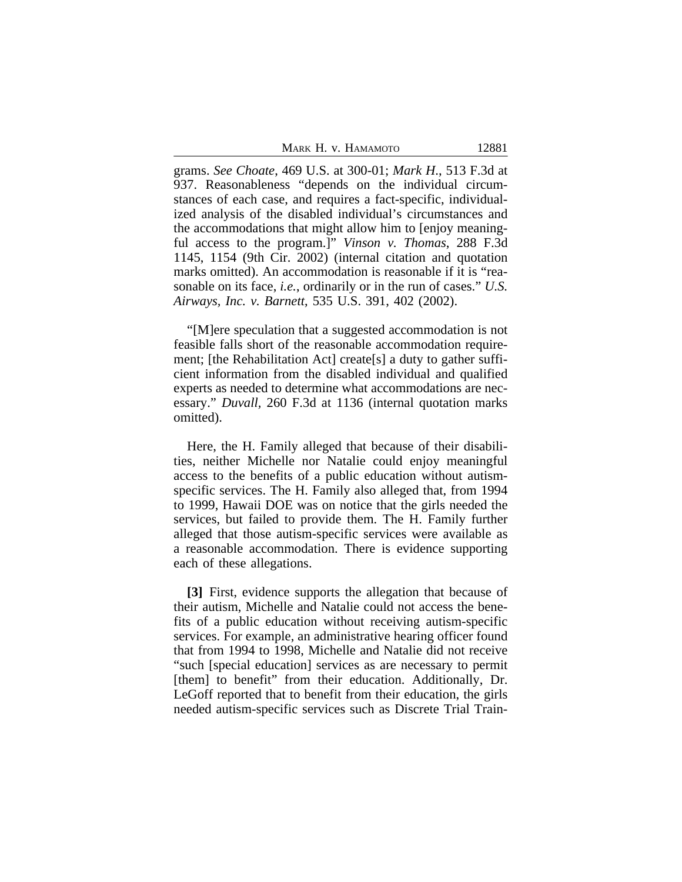grams. *See Choate*, 469 U.S. at 300-01; *Mark H.*, 513 F.3d at 937. Reasonableness "depends on the individual circumstances of each case, and requires a fact-specific, individualized analysis of the disabled individual's circumstances and the accommodations that might allow him to [enjoy meaningful access to the program.]" *Vinson v. Thomas*, 288 F.3d 1145, 1154 (9th Cir. 2002) (internal citation and quotation marks omitted). An accommodation is reasonable if it is "reasonable on its face, *i.e.*, ordinarily or in the run of cases." *U.S. Airways, Inc. v. Barnett*, 535 U.S. 391, 402 (2002).

"[M]ere speculation that a suggested accommodation is not feasible falls short of the reasonable accommodation requirement; [the Rehabilitation Act] create[s] a duty to gather sufficient information from the disabled individual and qualified experts as needed to determine what accommodations are necessary." *Duvall,* 260 F.3d at 1136 (internal quotation marks omitted).

Here, the H. Family alleged that because of their disabilities, neither Michelle nor Natalie could enjoy meaningful access to the benefits of a public education without autism-specific services. The H. Family also alleged that, from 1994 to 1999, Hawaii DOE was on notice that the girls needed the services, but failed to provide them. The H. Family further alleged that those autism-specific services were available as a reasonable accommodation. There is evidence supporting each of these allegations.

**[3]** First, evidence supports the allegation that because of their autism, Michelle and Natalie could not access the benefits of a public education without receiving autism-specific services. For example, an administrative hearing officer found that from 1994 to 1998, Michelle and Natalie did not receive "such [special education] services as are necessary to permit [them] to benefit" from their education. Additionally, Dr. LeGoff reported that to benefit from their education, the girls needed autism-specific services such as Discrete Trial Train-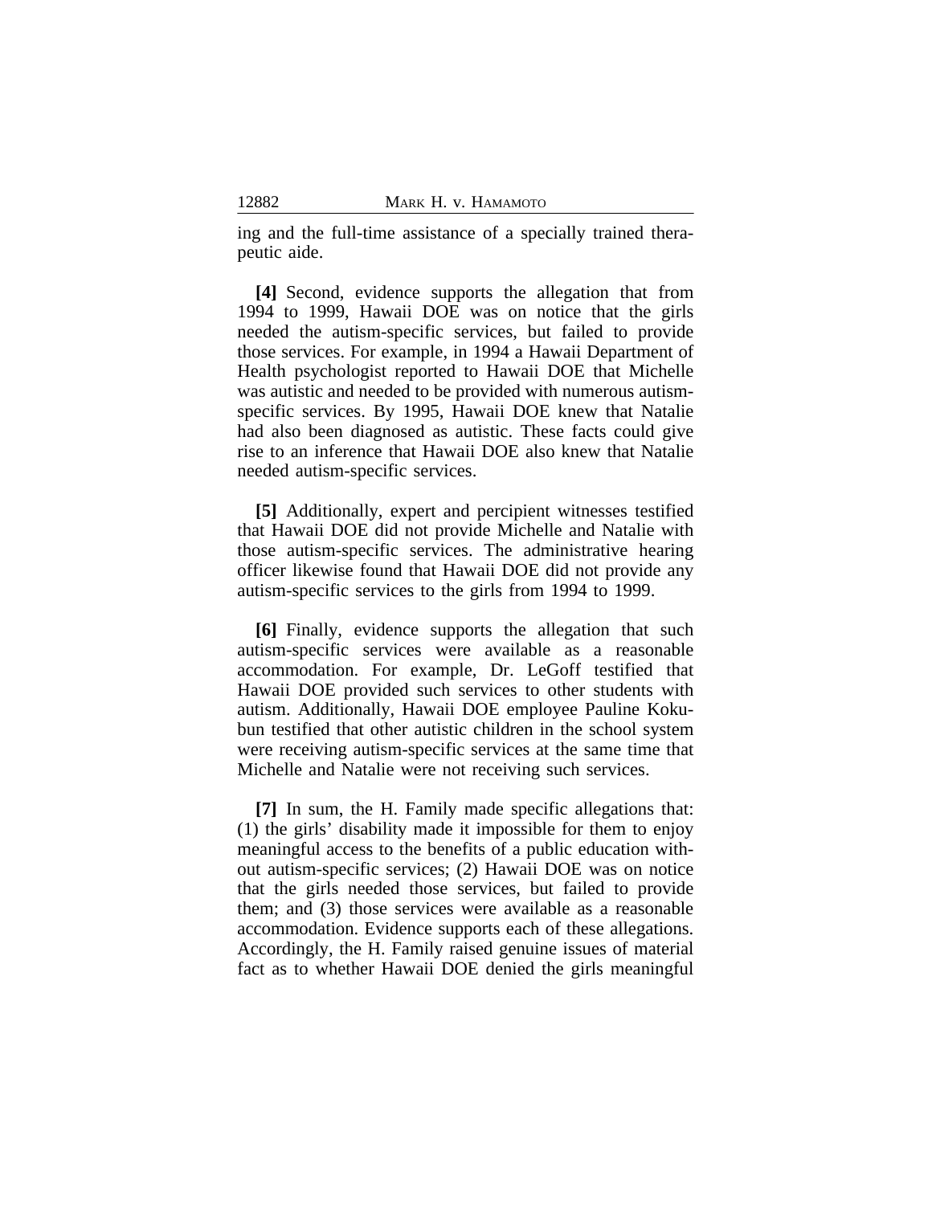ing and the full-time assistance of a specially trained therapeutic aide.

**[4]** Second, evidence supports the allegation that from 1994 to 1999, Hawaii DOE was on notice that the girls needed the autism-specific services, but failed to provide those services. For example, in 1994 a Hawaii Department of Health psychologist reported to Hawaii DOE that Michelle was autistic and needed to be provided with numerous autism-specific services. By 1995, Hawaii DOE knew that Natalie had also been diagnosed as autistic. These facts could give rise to an inference that Hawaii DOE also knew that Natalie needed autism-specific services.

**[5]** Additionally, expert and percipient witnesses testified that Hawaii DOE did not provide Michelle and Natalie with those autism-specific services. The administrative hearing officer likewise found that Hawaii DOE did not provide any autism-specific services to the girls from 1994 to 1999.

**[6]** Finally, evidence supports the allegation that such autism-specific services were available as a reasonable accommodation. For example, Dr. LeGoff testified that Hawaii DOE provided such services to other students with autism. Additionally, Hawaii DOE employee Pauline Kokubun testified that other autistic children in the school system were receiving autism-specific services at the same time that Michelle and Natalie were not receiving such services.

**[7]** In sum, the H. Family made specific allegations that: (1) the girls' disability made it impossible for them to enjoy meaningful access to the benefits of a public education without autism-specific services; (2) Hawaii DOE was on notice that the girls needed those services, but failed to provide them; and (3) those services were available as a reasonable accommodation. Evidence supports each of these allegations. Accordingly, the H. Family raised genuine issues of material fact as to whether Hawaii DOE denied the girls meaningful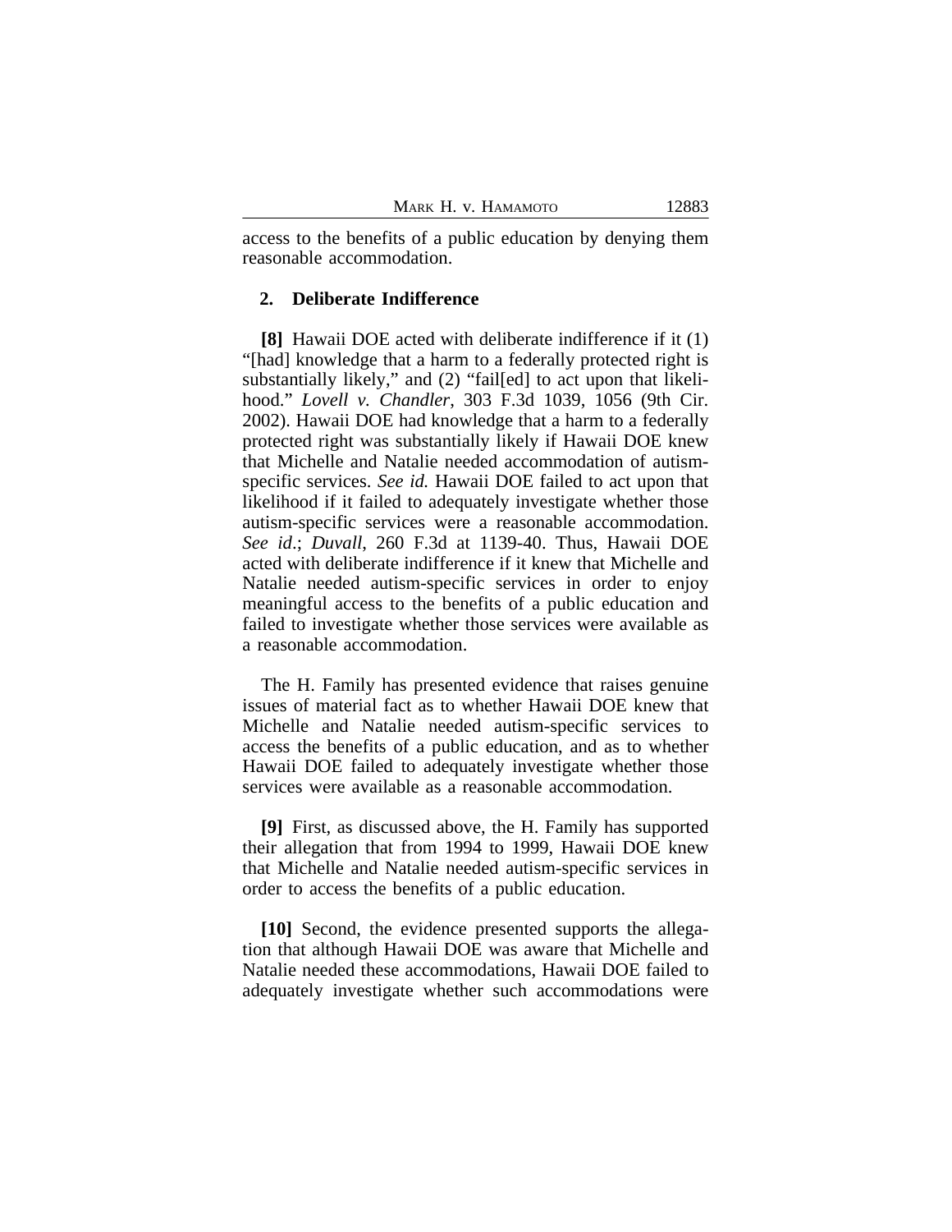access to the benefits of a public education by denying them reasonable accommodation.

### 2. Deliberate Indifference

**[8]** Hawaii DOE acted with deliberate indifference if it (1) "[had] knowledge that a harm to a federally protected right is substantially likely," and (2) "fail[ed] to act upon that likelihood." *Lovell v. Chandler*, 303 F.3d 1039, 1056 (9th Cir. 2002). Hawaii DOE had knowledge that a harm to a federally protected right was substantially likely if Hawaii DOE knew that Michelle and Natalie needed accommodation of autism-specific services. *See id.* Hawaii DOE failed to act upon that likelihood if it failed to adequately investigate whether those autism-specific services were a reasonable accommodation. *See id*.; *Duvall*, 260 F.3d at 1139-40. Thus, Hawaii DOE acted with deliberate indifference if it knew that Michelle and Natalie needed autism-specific services in order to enjoy meaningful access to the benefits of a public education and failed to investigate whether those services were available as a reasonable accommodation.

The H. Family has presented evidence that raises genuine issues of material fact as to whether Hawaii DOE knew that Michelle and Natalie needed autism-specific services to access the benefits of a public education, and as to whether Hawaii DOE failed to adequately investigate whether those services were available as a reasonable accommodation.

**[9]** First, as discussed above, the H. Family has supported their allegation that from 1994 to 1999, Hawaii DOE knew that Michelle and Natalie needed autism-specific services in order to access the benefits of a public education.

**[10]** Second, the evidence presented supports the allegation that although Hawaii DOE was aware that Michelle and Natalie needed these accommodations, Hawaii DOE failed to adequately investigate whether such accommodations were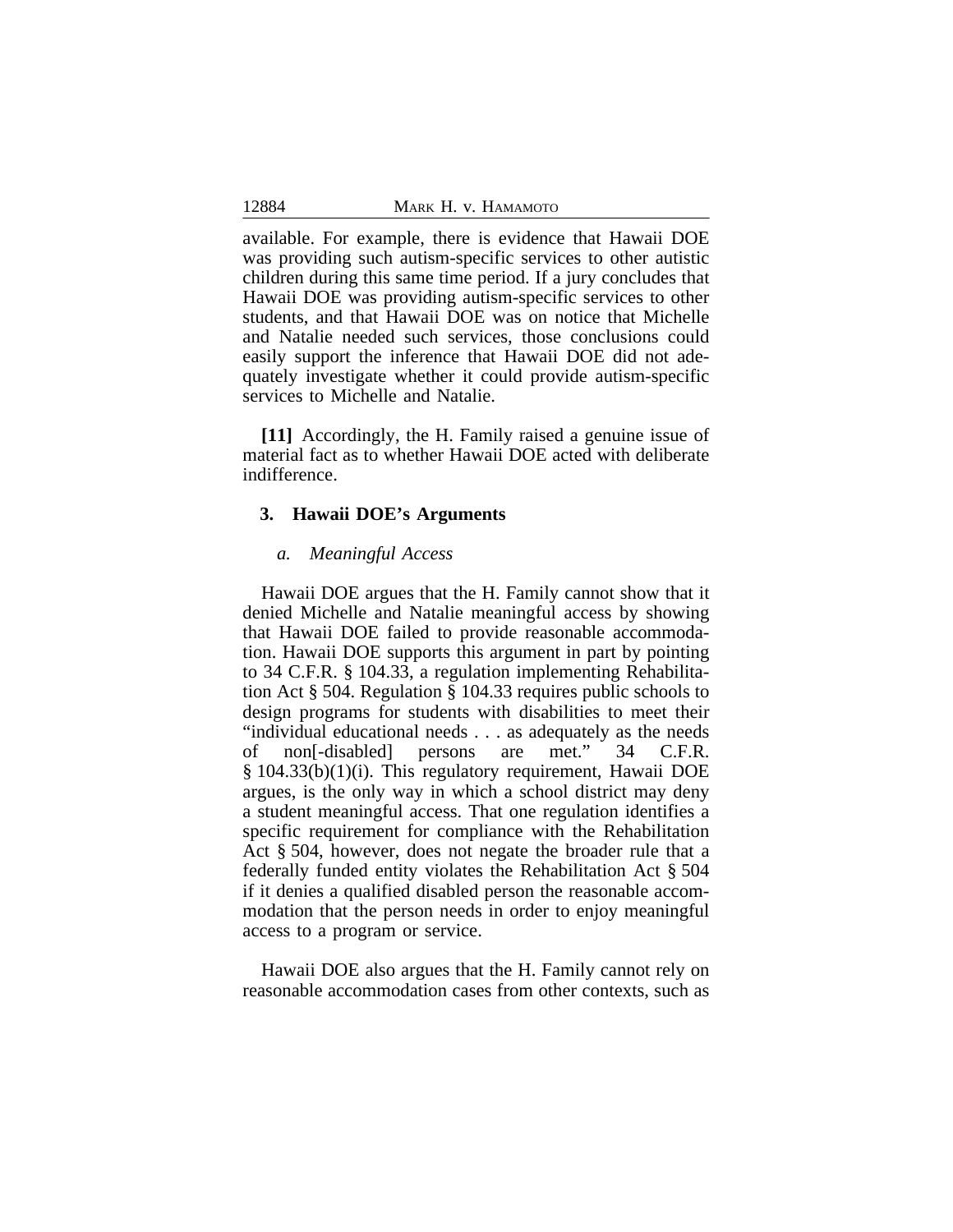available. For example, there is evidence that Hawaii DOE was providing such autism-specific services to other autistic children during this same time period. If a jury concludes that Hawaii DOE was providing autism-specific services to other students, and that Hawaii DOE was on notice that Michelle and Natalie needed such services, those conclusions could easily support the inference that Hawaii DOE did not adequately investigate whether it could provide autism-specific services to Michelle and Natalie.

**[11]** Accordingly, the H. Family raised a genuine issue of material fact as to whether Hawaii DOE acted with deliberate indifference.

### 3. Hawaii DOE's Arguments

#### *a. Meaningful Access*

Hawaii DOE argues that the H. Family cannot show that it denied Michelle and Natalie meaningful access by showing that Hawaii DOE failed to provide reasonable accommodation. Hawaii DOE supports this argument in part by pointing to 34 C.F.R. § 104.33, a regulation implementing Rehabilitation Act § 504. Regulation § 104.33 requires public schools to design programs for students with disabilities to meet their "individual educational needs . . . as adequately as the needs of non[-disabled] persons are met." 34 C.F.R. § 104.33(b)(1)(i). This regulatory requirement, Hawaii DOE argues, is the only way in which a school district may deny a student meaningful access. That one regulation identifies a specific requirement for compliance with the Rehabilitation Act § 504, however, does not negate the broader rule that a federally funded entity violates the Rehabilitation Act § 504 if it denies a qualified disabled person the reasonable accommodation that the person needs in order to enjoy meaningful access to a program or service.

Hawaii DOE also argues that the H. Family cannot rely on reasonable accommodation cases from other contexts, such as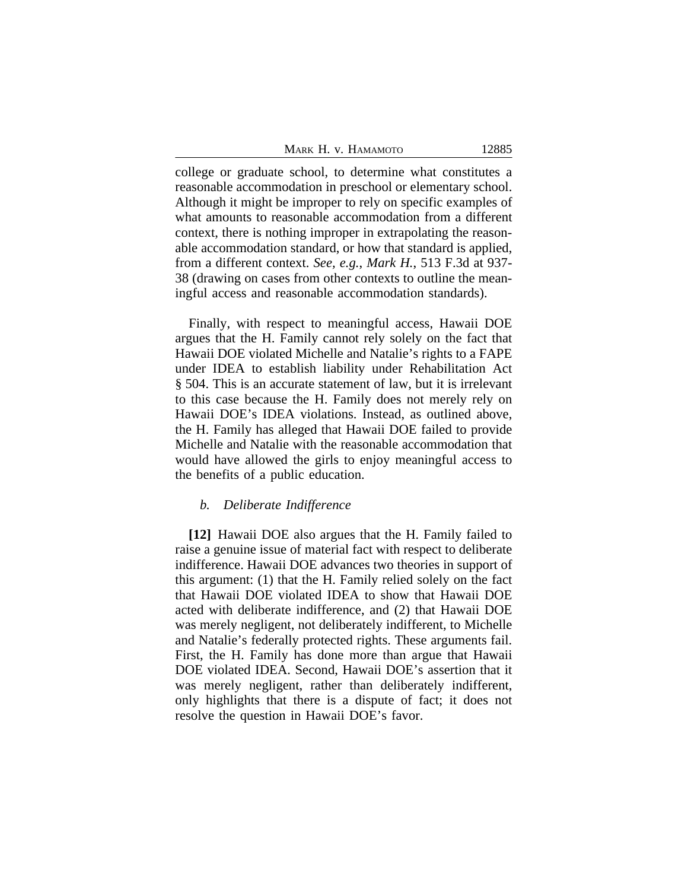college or graduate school, to determine what constitutes a reasonable accommodation in preschool or elementary school. Although it might be improper to rely on specific examples of what amounts to reasonable accommodation from a different context, there is nothing improper in extrapolating the reasonable accommodation standard, or how that standard is applied, from a different context. *See, e.g.*, *Mark H.*, 513 F.3d at 937-38 (drawing on cases from other contexts to outline the meaningful access and reasonable accommodation standards).

Finally, with respect to meaningful access, Hawaii DOE argues that the H. Family cannot rely solely on the fact that Hawaii DOE violated Michelle and Natalie's rights to a FAPE under IDEA to establish liability under Rehabilitation Act § 504. This is an accurate statement of law, but it is irrelevant to this case because the H. Family does not merely rely on Hawaii DOE's IDEA violations. Instead, as outlined above, the H. Family has alleged that Hawaii DOE failed to provide Michelle and Natalie with the reasonable accommodation that would have allowed the girls to enjoy meaningful access to the benefits of a public education.

#### *b. Deliberate Indifference*

**[12]** Hawaii DOE also argues that the H. Family failed to raise a genuine issue of material fact with respect to deliberate indifference. Hawaii DOE advances two theories in support of this argument: (1) that the H. Family relied solely on the fact that Hawaii DOE violated IDEA to show that Hawaii DOE acted with deliberate indifference, and (2) that Hawaii DOE was merely negligent, not deliberately indifferent, to Michelle and Natalie's federally protected rights. These arguments fail. First, the H. Family has done more than argue that Hawaii DOE violated IDEA. Second, Hawaii DOE's assertion that it was merely negligent, rather than deliberately indifferent, only highlights that there is a dispute of fact; it does not resolve the question in Hawaii DOE's favor.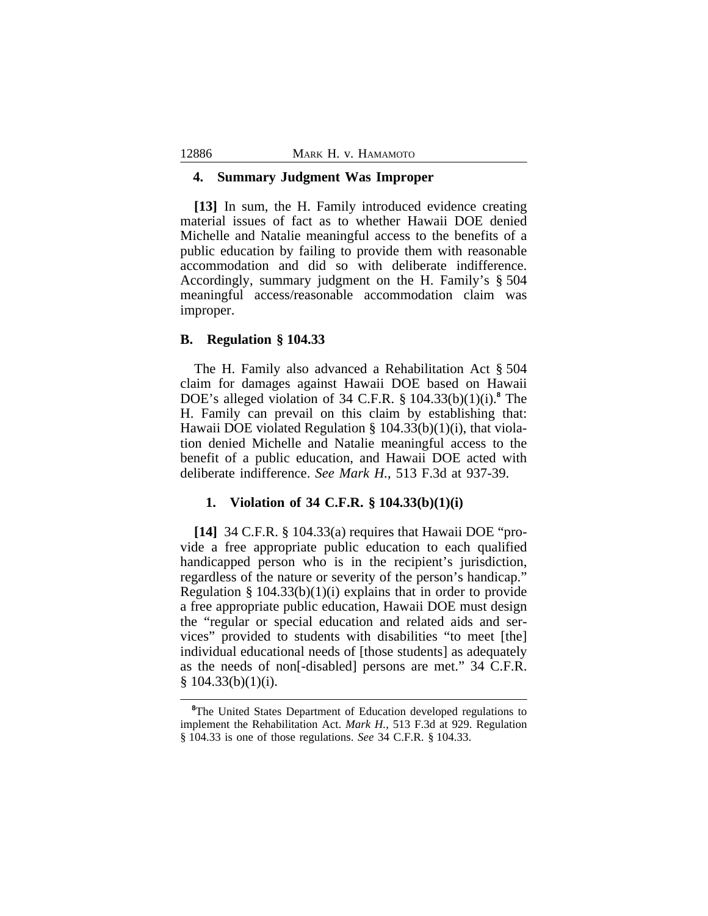### 4. Summary Judgment Was Improper

**[13]** In sum, the H. Family introduced evidence creating material issues of fact as to whether Hawaii DOE denied Michelle and Natalie meaningful access to the benefits of a public education by failing to provide them with reasonable accommodation and did so with deliberate indifference. Accordingly, summary judgment on the H. Family's § 504 meaningful access/reasonable accommodation claim was improper.

## B. Regulation § 104.33

The H. Family also advanced a Rehabilitation Act § 504 claim for damages against Hawaii DOE based on Hawaii DOE's alleged violation of 34 C.F.R. § 104.33(b)(1)(i).[8] The H. Family can prevail on this claim by establishing that: Hawaii DOE violated Regulation § 104.33(b)(1)(i), that violation denied Michelle and Natalie meaningful access to the benefit of a public education, and Hawaii DOE acted with deliberate indifference. *See Mark H.*, 513 F.3d at 937-39.

### 1. Violation of 34 C.F.R. § 104.33(b)(1)(i)

**[14]** 34 C.F.R. § 104.33(a) requires that Hawaii DOE "provide a free appropriate public education to each qualified handicapped person who is in the recipient's jurisdiction, regardless of the nature or severity of the person's handicap." Regulation § 104.33(b)(1)(i) explains that in order to provide a free appropriate public education, Hawaii DOE must design the "regular or special education and related aids and services" provided to students with disabilities "to meet [the] individual educational needs of [those students] as adequately as the needs of non[-disabled] persons are met." 34 C.F.R. § 104.33(b)(1)(i).

---

[8]The United States Department of Education developed regulations to implement the Rehabilitation Act. *Mark H.*, 513 F.3d at 929. Regulation § 104.33 is one of those regulations. *See* 34 C.F.R. § 104.33.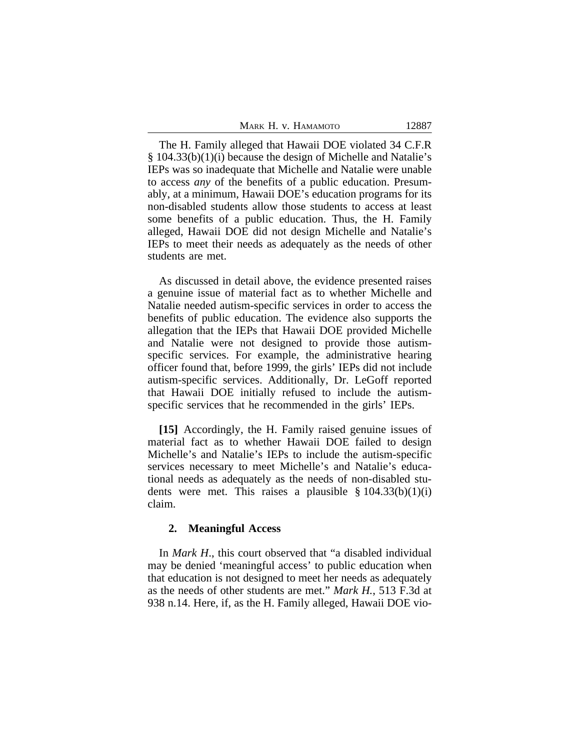The H. Family alleged that Hawaii DOE violated 34 C.F.R § 104.33(b)(1)(i) because the design of Michelle and Natalie's IEPs was so inadequate that Michelle and Natalie were unable to access *any* of the benefits of a public education. Presumably, at a minimum, Hawaii DOE's education programs for its non-disabled students allow those students to access at least some benefits of a public education. Thus, the H. Family alleged, Hawaii DOE did not design Michelle and Natalie's IEPs to meet their needs as adequately as the needs of other students are met.

As discussed in detail above, the evidence presented raises a genuine issue of material fact as to whether Michelle and Natalie needed autism-specific services in order to access the benefits of public education. The evidence also supports the allegation that the IEPs that Hawaii DOE provided Michelle and Natalie were not designed to provide those autism-specific services. For example, the administrative hearing officer found that, before 1999, the girls' IEPs did not include autism-specific services. Additionally, Dr. LeGoff reported that Hawaii DOE initially refused to include the autism-specific services that he recommended in the girls' IEPs.

**[15]** Accordingly, the H. Family raised genuine issues of material fact as to whether Hawaii DOE failed to design Michelle's and Natalie's IEPs to include the autism-specific services necessary to meet Michelle's and Natalie's educational needs as adequately as the needs of non-disabled students were met. This raises a plausible § 104.33(b)(1)(i) claim.

### 2. Meaningful Access

In *Mark H.*, this court observed that "a disabled individual may be denied 'meaningful access' to public education when that education is not designed to meet her needs as adequately as the needs of other students are met." *Mark H.*, 513 F.3d at 938 n.14. Here, if, as the H. Family alleged, Hawaii DOE vio-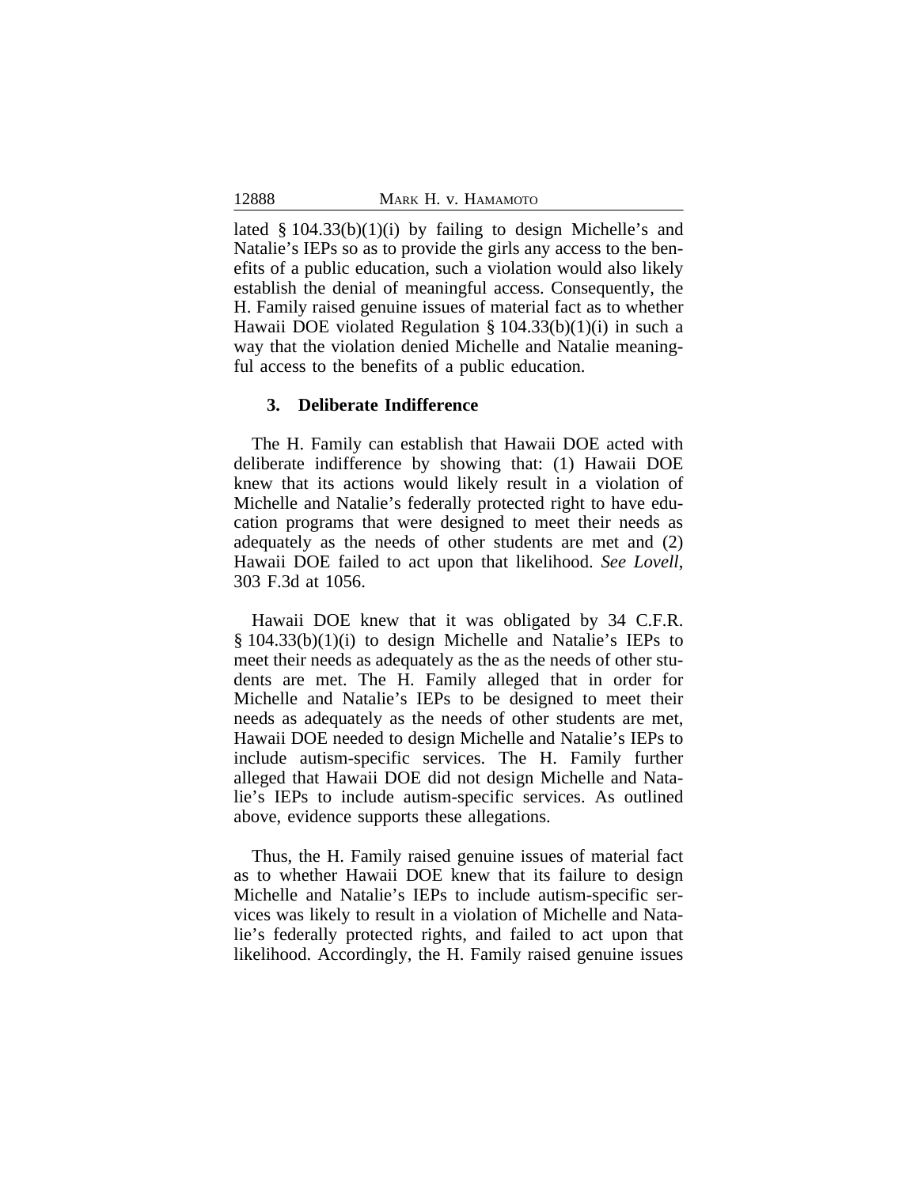lated § 104.33(b)(1)(i) by failing to design Michelle's and Natalie's IEPs so as to provide the girls any access to the benefits of a public education, such a violation would also likely establish the denial of meaningful access. Consequently, the H. Family raised genuine issues of material fact as to whether Hawaii DOE violated Regulation § 104.33(b)(1)(i) in such a way that the violation denied Michelle and Natalie meaningful access to the benefits of a public education.

### 3. Deliberate Indifference

The H. Family can establish that Hawaii DOE acted with deliberate indifference by showing that: (1) Hawaii DOE knew that its actions would likely result in a violation of Michelle and Natalie's federally protected right to have education programs that were designed to meet their needs as adequately as the needs of other students are met and (2) Hawaii DOE failed to act upon that likelihood. *See Lovell*, 303 F.3d at 1056.

Hawaii DOE knew that it was obligated by 34 C.F.R. § 104.33(b)(1)(i) to design Michelle and Natalie's IEPs to meet their needs as adequately as the as the needs of other students are met. The H. Family alleged that in order for Michelle and Natalie's IEPs to be designed to meet their needs as adequately as the needs of other students are met, Hawaii DOE needed to design Michelle and Natalie's IEPs to include autism-specific services. The H. Family further alleged that Hawaii DOE did not design Michelle and Natalie's IEPs to include autism-specific services. As outlined above, evidence supports these allegations.

Thus, the H. Family raised genuine issues of material fact as to whether Hawaii DOE knew that its failure to design Michelle and Natalie's IEPs to include autism-specific services was likely to result in a violation of Michelle and Natalie's federally protected rights, and failed to act upon that likelihood. Accordingly, the H. Family raised genuine issues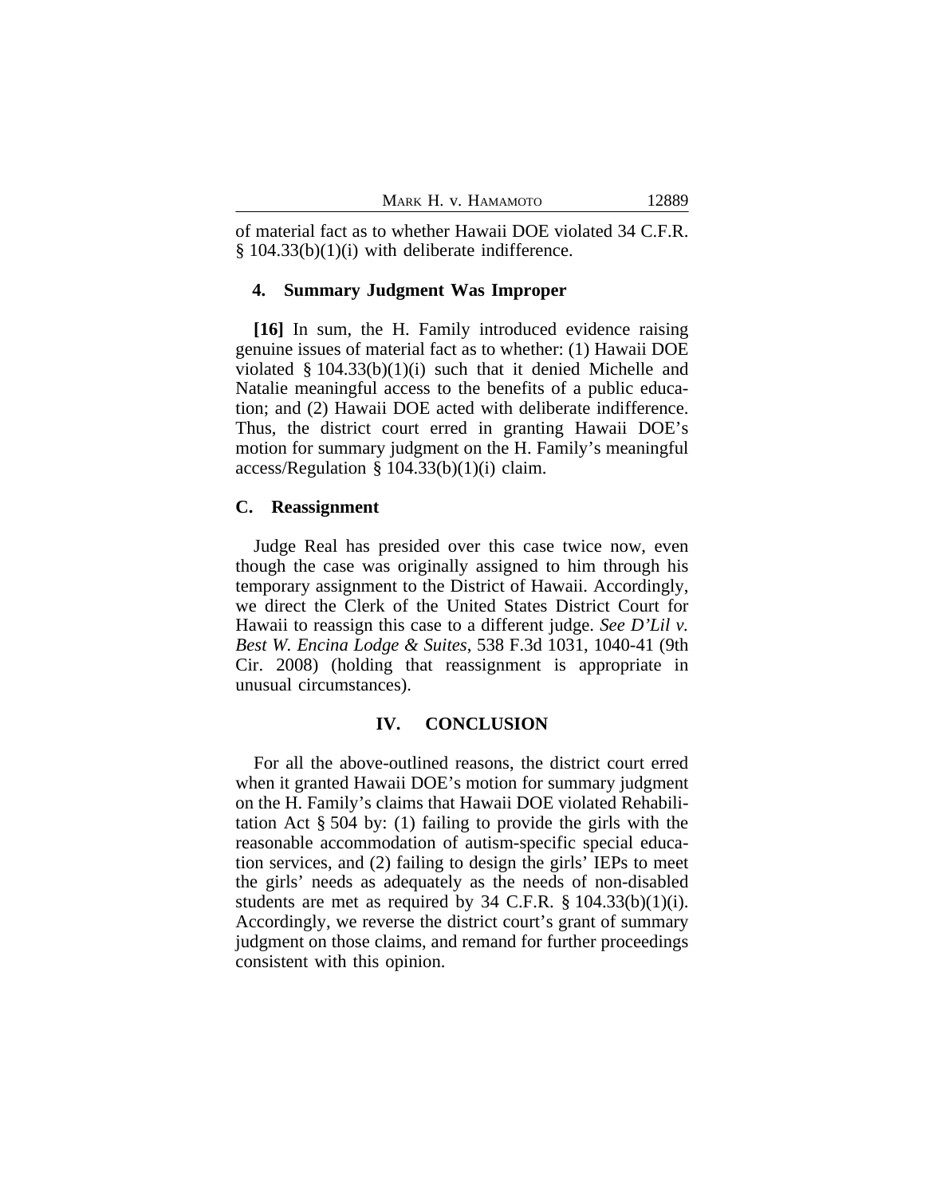of material fact as to whether Hawaii DOE violated 34 C.F.R. § 104.33(b)(1)(i) with deliberate indifference.

### 4. Summary Judgment Was Improper

**[16]** In sum, the H. Family introduced evidence raising genuine issues of material fact as to whether: (1) Hawaii DOE violated § 104.33(b)(1)(i) such that it denied Michelle and Natalie meaningful access to the benefits of a public education; and (2) Hawaii DOE acted with deliberate indifference. Thus, the district court erred in granting Hawaii DOE's motion for summary judgment on the H. Family's meaningful access/Regulation § 104.33(b)(1)(i) claim.

### C. Reassignment

Judge Real has presided over this case twice now, even though the case was originally assigned to him through his temporary assignment to the District of Hawaii. Accordingly, we direct the Clerk of the United States District Court for Hawaii to reassign this case to a different judge. *See D'Lil v. Best W. Encina Lodge & Suites*, 538 F.3d 1031, 1040-41 (9th Cir. 2008) (holding that reassignment is appropriate in unusual circumstances).

## IV. CONCLUSION

For all the above-outlined reasons, the district court erred when it granted Hawaii DOE's motion for summary judgment on the H. Family's claims that Hawaii DOE violated Rehabilitation Act § 504 by: (1) failing to provide the girls with the reasonable accommodation of autism-specific special education services, and (2) failing to design the girls' IEPs to meet the girls' needs as adequately as the needs of non-disabled students are met as required by 34 C.F.R. § 104.33(b)(1)(i). Accordingly, we reverse the district court's grant of summary judgment on those claims, and remand for further proceedings consistent with this opinion.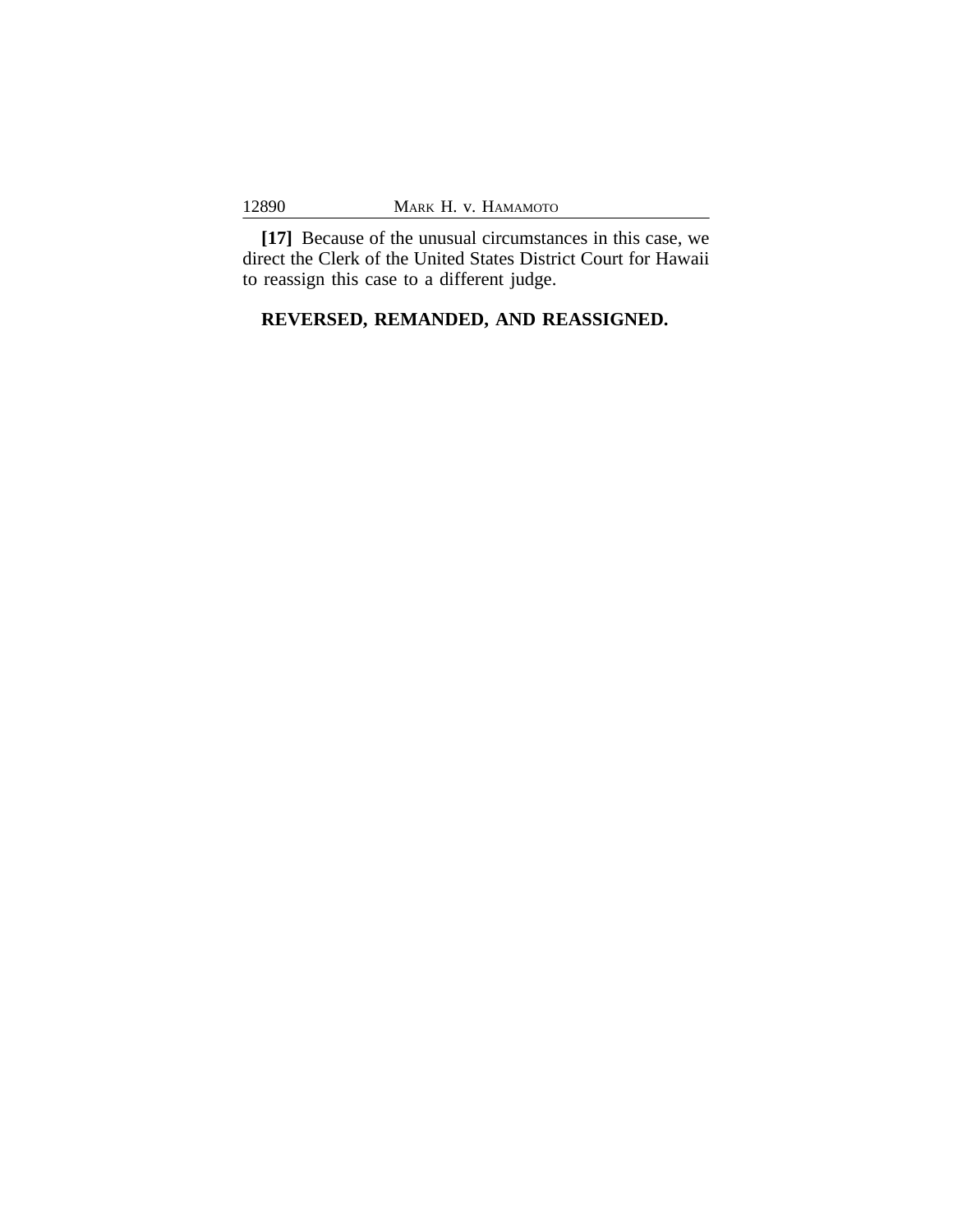**[17]** Because of the unusual circumstances in this case, we direct the Clerk of the United States District Court for Hawaii to reassign this case to a different judge.

**REVERSED, REMANDED, AND REASSIGNED.**